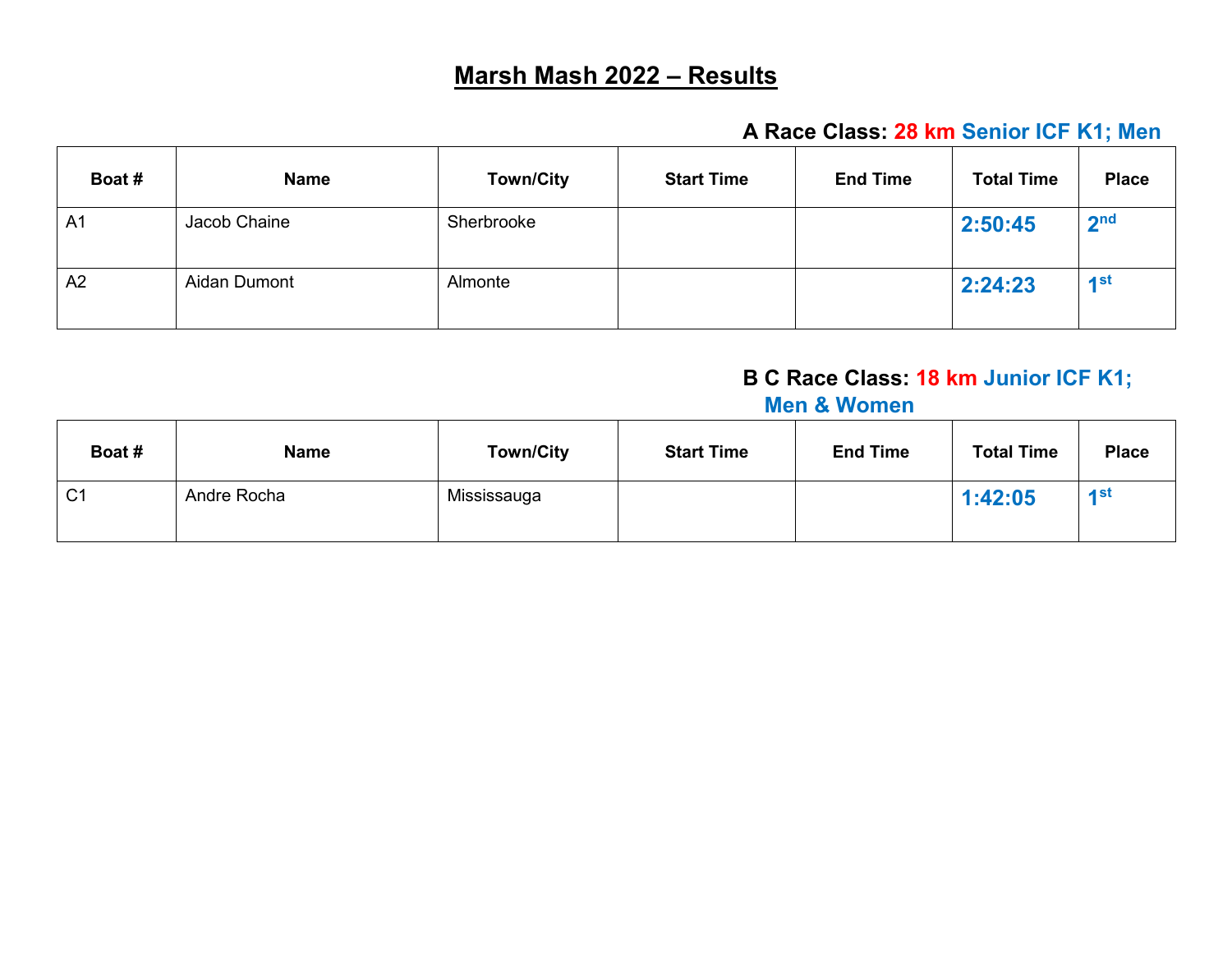# Marsh Mash 2022 – Results

## A Race Class: 28 km Senior ICF K1; Men

| Boat # | Name | Town/City | Start Time | End Time | Total Time | Place |
|---|---|---|---|---|---|---|
| A1 | Jacob Chaine | Sherbrooke | | | **2:50:45** | **2nd** |
| A2 | Aidan Dumont | Almonte | | | **2:24:23** | **1st** |

## B C Race Class: 18 km Junior ICF K1; Men & Women

| Boat # | Name | Town/City | Start Time | End Time | Total Time | Place |
|---|---|---|---|---|---|---|
| C1 | Andre Rocha | Mississauga | | | **1:42:05** | **1st** |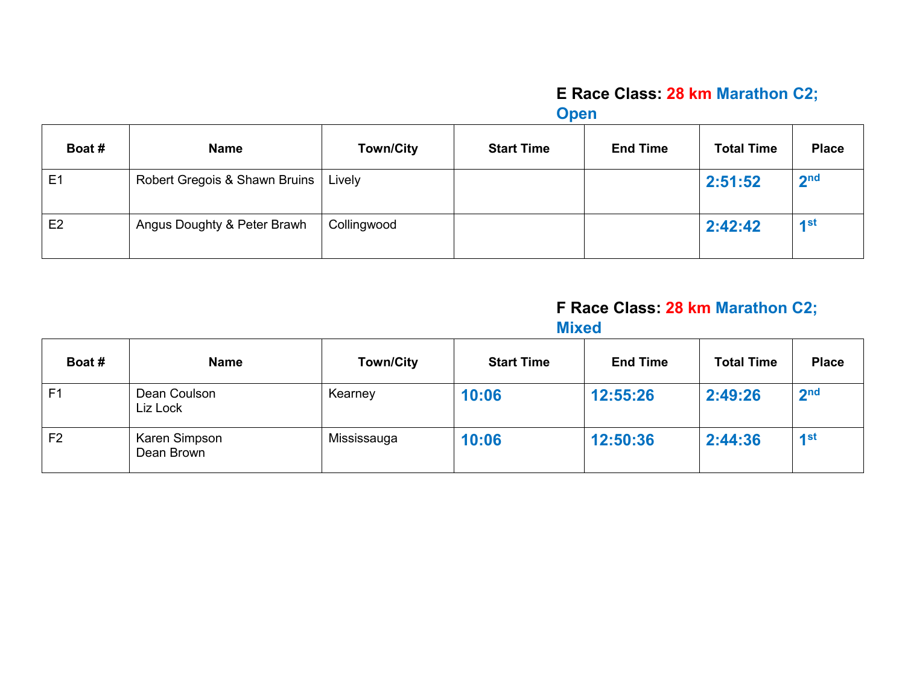### E Race Class: 28 km Marathon C2; Open

| Boat # | Name | Town/City | Start Time | End Time | Total Time | Place |
|---|---|---|---|---|---|---|
| E1 | Robert Gregois & Shawn Bruins | Lively | | | 2:51:52 | 2nd |
| E2 | Angus Doughty & Peter Brawh | Collingwood | | | 2:42:42 | 1st |

### F Race Class: 28 km Marathon C2; Mixed

| Boat # | Name | Town/City | Start Time | End Time | Total Time | Place |
|---|---|---|---|---|---|---|
| F1 | Dean Coulson<br>Liz Lock | Kearney | 10:06 | 12:55:26 | 2:49:26 | 2nd |
| F2 | Karen Simpson<br>Dean Brown | Mississauga | 10:06 | 12:50:36 | 2:44:36 | 1st |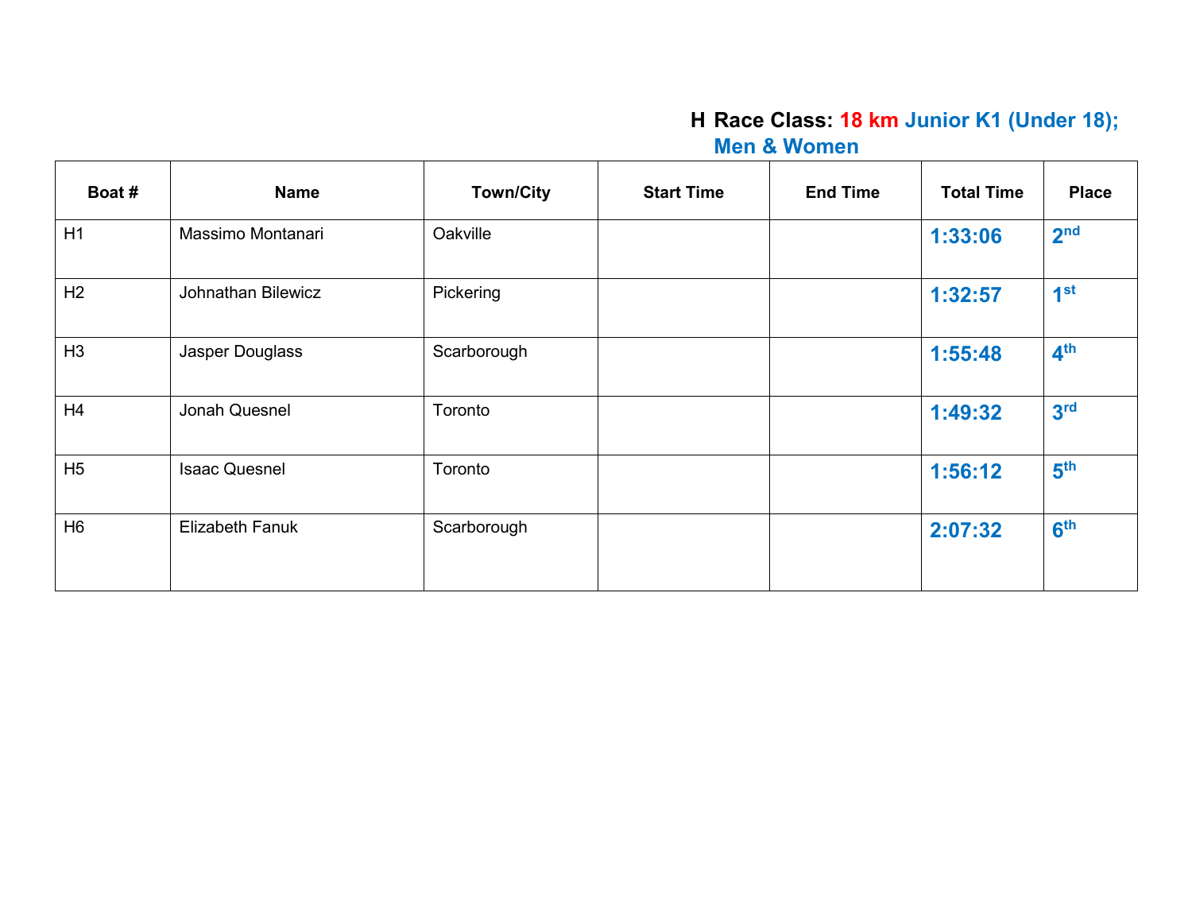**H Race Class: 18 km Junior K1 (Under 18); Men & Women**

| Boat # | Name | Town/City | Start Time | End Time | Total Time | Place |
|---|---|---|---|---|---|---|
| H1 | Massimo Montanari | Oakville | | | **1:33:06** | **2nd** |
| H2 | Johnathan Bilewicz | Pickering | | | **1:32:57** | **1st** |
| H3 | Jasper Douglass | Scarborough | | | **1:55:48** | **4th** |
| H4 | Jonah Quesnel | Toronto | | | **1:49:32** | **3rd** |
| H5 | Isaac Quesnel | Toronto | | | **1:56:12** | **5th** |
| H6 | Elizabeth Fanuk | Scarborough | | | **2:07:32** | **6th** |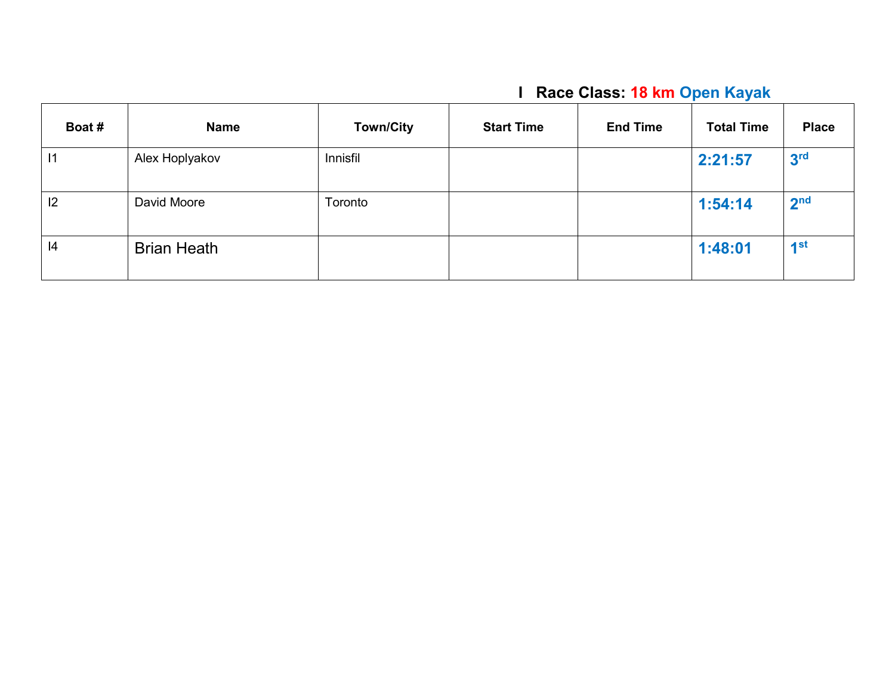## I Race Class: 18 km Open Kayak

| Boat # | Name | Town/City | Start Time | End Time | Total Time | Place |
|---|---|---|---|---|---|---|
| I1 | Alex Hoplyakov | Innisfil | | | **2:21:57** | **3rd** |
| I2 | David Moore | Toronto | | | **1:54:14** | **2nd** |
| I4 | Brian Heath | | | | **1:48:01** | **1st** |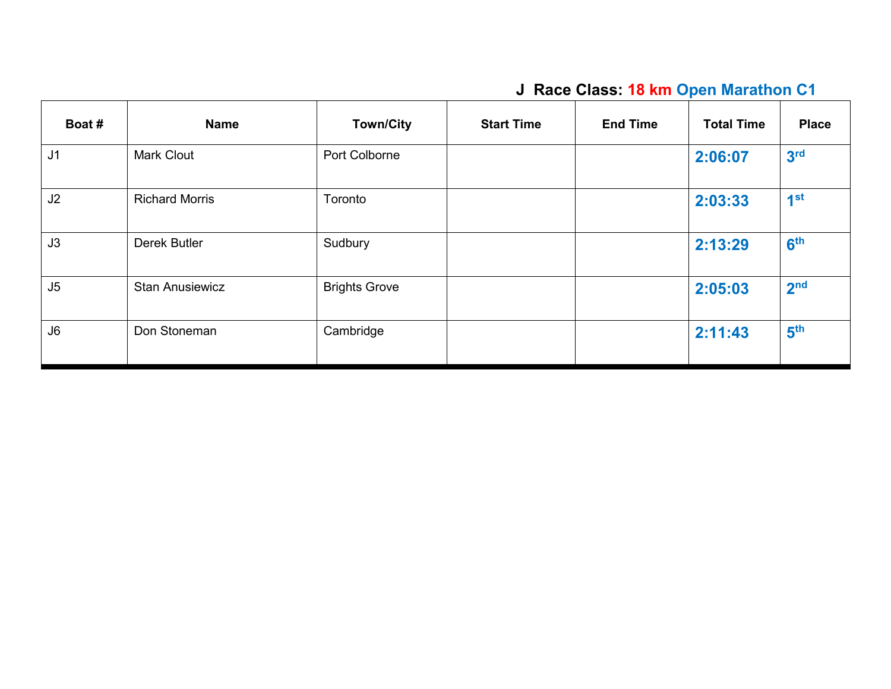## J Race Class: 18 km Open Marathon C1

| Boat # | Name | Town/City | Start Time | End Time | Total Time | Place |
|---|---|---|---|---|---|---|
| J1 | Mark Clout | Port Colborne | | | 2:06:07 | 3rd |
| J2 | Richard Morris | Toronto | | | 2:03:33 | 1st |
| J3 | Derek Butler | Sudbury | | | 2:13:29 | 6th |
| J5 | Stan Anusiewicz | Brights Grove | | | 2:05:03 | 2nd |
| J6 | Don Stoneman | Cambridge | | | 2:11:43 | 5th |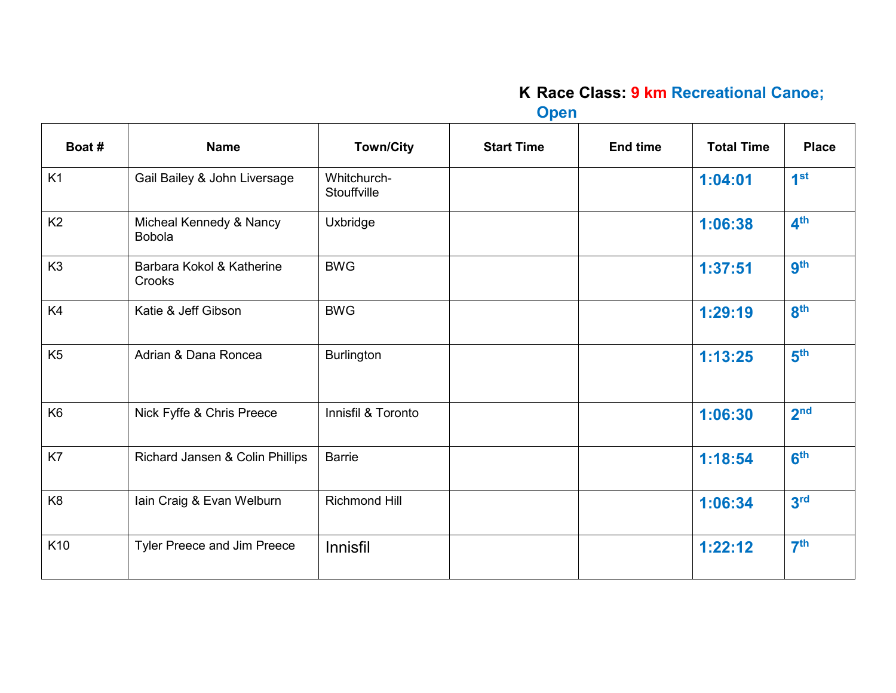**K Race Class: 9 km Recreational Canoe; Open**

| Boat # | Name | Town/City | Start Time | End time | Total Time | Place |
|---|---|---|---|---|---|---|
| K1 | Gail Bailey & John Liversage | Whitchurch-Stouffville | | | **1:04:01** | **1st** |
| K2 | Micheal Kennedy & Nancy Bobola | Uxbridge | | | **1:06:38** | **4th** |
| K3 | Barbara Kokol & Katherine Crooks | BWG | | | **1:37:51** | **9th** |
| K4 | Katie & Jeff Gibson | BWG | | | **1:29:19** | **8th** |
| K5 | Adrian & Dana Roncea | Burlington | | | **1:13:25** | **5th** |
| K6 | Nick Fyffe & Chris Preece | Innisfil & Toronto | | | **1:06:30** | **2nd** |
| K7 | Richard Jansen & Colin Phillips | Barrie | | | **1:18:54** | **6th** |
| K8 | Iain Craig & Evan Welburn | Richmond Hill | | | **1:06:34** | **3rd** |
| K10 | Tyler Preece and Jim Preece | Innisfil | | | **1:22:12** | **7th** |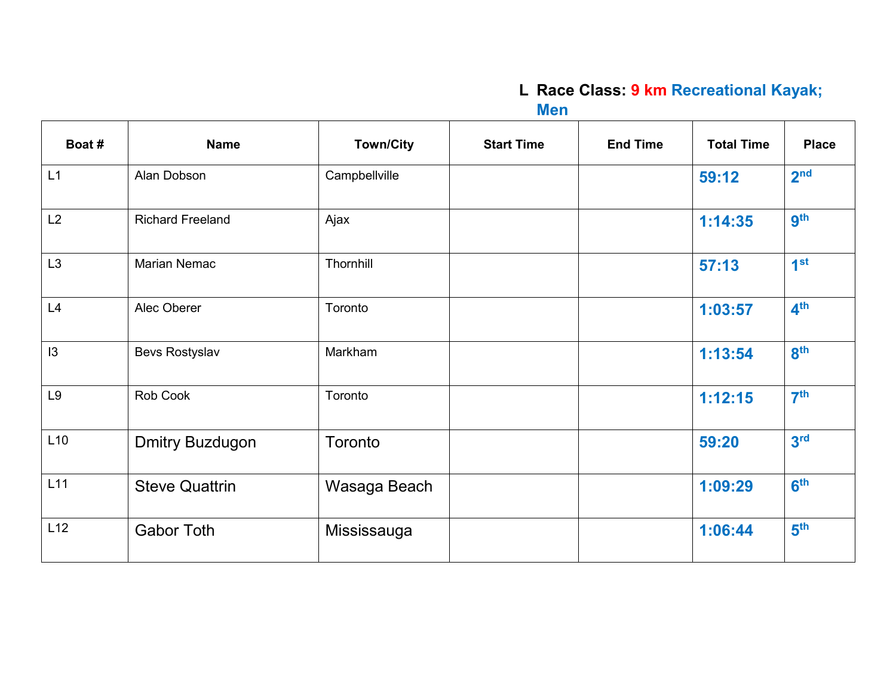## L Race Class: 9 km Recreational Kayak; Men

| Boat # | Name | Town/City | Start Time | End Time | Total Time | Place |
|---|---|---|---|---|---|---|
| L1 | Alan Dobson | Campbellville | | | 59:12 | 2nd |
| L2 | Richard Freeland | Ajax | | | 1:14:35 | 9th |
| L3 | Marian Nemac | Thornhill | | | 57:13 | 1st |
| L4 | Alec Oberer | Toronto | | | 1:03:57 | 4th |
| I3 | Bevs Rostyslav | Markham | | | 1:13:54 | 8th |
| L9 | Rob Cook | Toronto | | | 1:12:15 | 7th |
| L10 | Dmitry Buzdugon | Toronto | | | 59:20 | 3rd |
| L11 | Steve Quattrin | Wasaga Beach | | | 1:09:29 | 6th |
| L12 | Gabor Toth | Mississauga | | | 1:06:44 | 5th |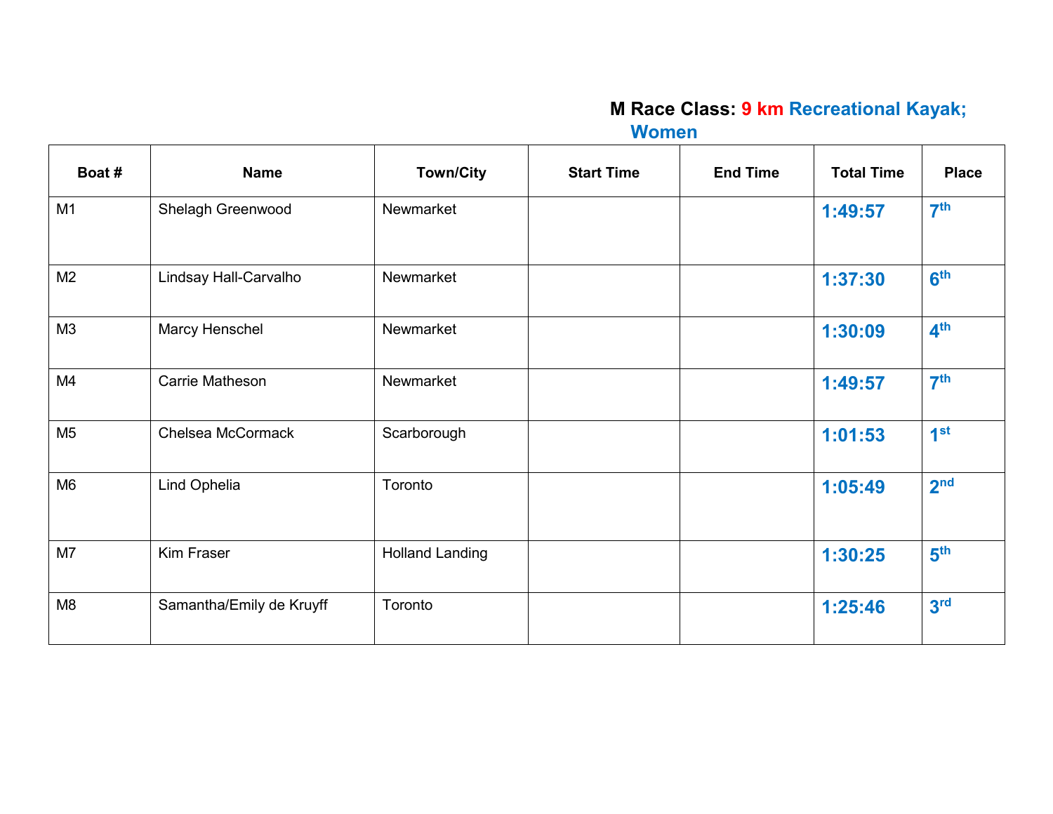## M Race Class: 9 km Recreational Kayak; Women

| Boat # | Name | Town/City | Start Time | End Time | Total Time | Place |
|---|---|---|---|---|---|---|
| M1 | Shelagh Greenwood | Newmarket | | | 1:49:57 | 7th |
| M2 | Lindsay Hall-Carvalho | Newmarket | | | 1:37:30 | 6th |
| M3 | Marcy Henschel | Newmarket | | | 1:30:09 | 4th |
| M4 | Carrie Matheson | Newmarket | | | 1:49:57 | 7th |
| M5 | Chelsea McCormack | Scarborough | | | 1:01:53 | 1st |
| M6 | Lind Ophelia | Toronto | | | 1:05:49 | 2nd |
| M7 | Kim Fraser | Holland Landing | | | 1:30:25 | 5th |
| M8 | Samantha/Emily de Kruyff | Toronto | | | 1:25:46 | 3rd |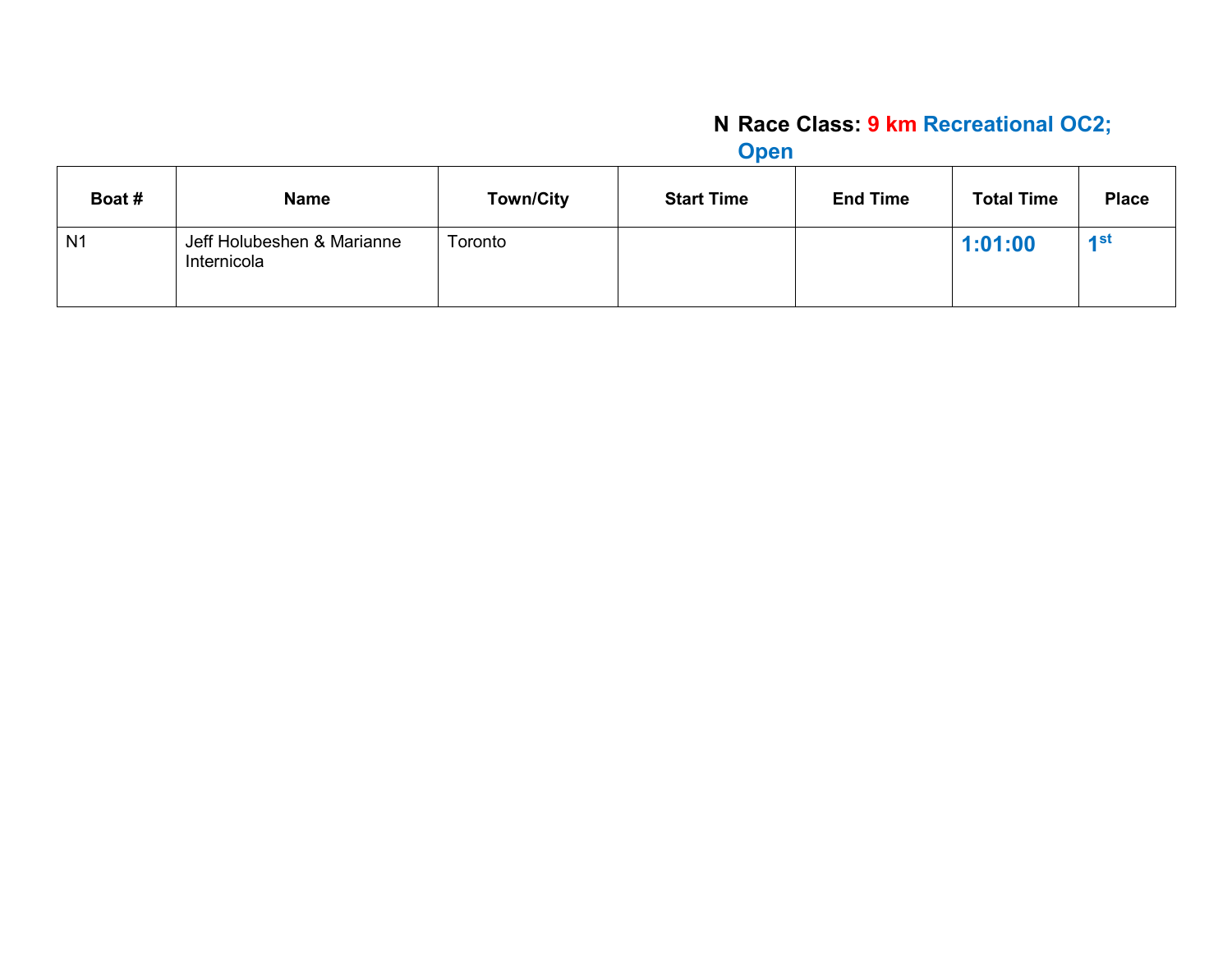**N Race Class: 9 km Recreational OC2; Open**

| Boat # | Name | Town/City | Start Time | End Time | Total Time | Place |
|---|---|---|---|---|---|---|
| N1 | Jeff Holubeshen & Marianne Internicola | Toronto | | | **1:01:00** | **1st** |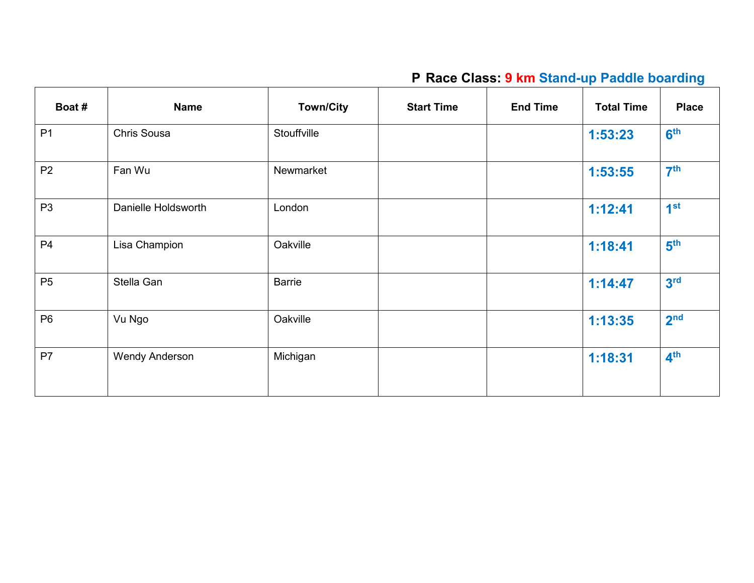## P Race Class: 9 km Stand-up Paddle boarding

| Boat # | Name | Town/City | Start Time | End Time | Total Time | Place |
|---|---|---|---|---|---|---|
| P1 | Chris Sousa | Stouffville | | | 1:53:23 | 6th |
| P2 | Fan Wu | Newmarket | | | 1:53:55 | 7th |
| P3 | Danielle Holdsworth | London | | | 1:12:41 | 1st |
| P4 | Lisa Champion | Oakville | | | 1:18:41 | 5th |
| P5 | Stella Gan | Barrie | | | 1:14:47 | 3rd |
| P6 | Vu Ngo | Oakville | | | 1:13:35 | 2nd |
| P7 | Wendy Anderson | Michigan | | | 1:18:31 | 4th |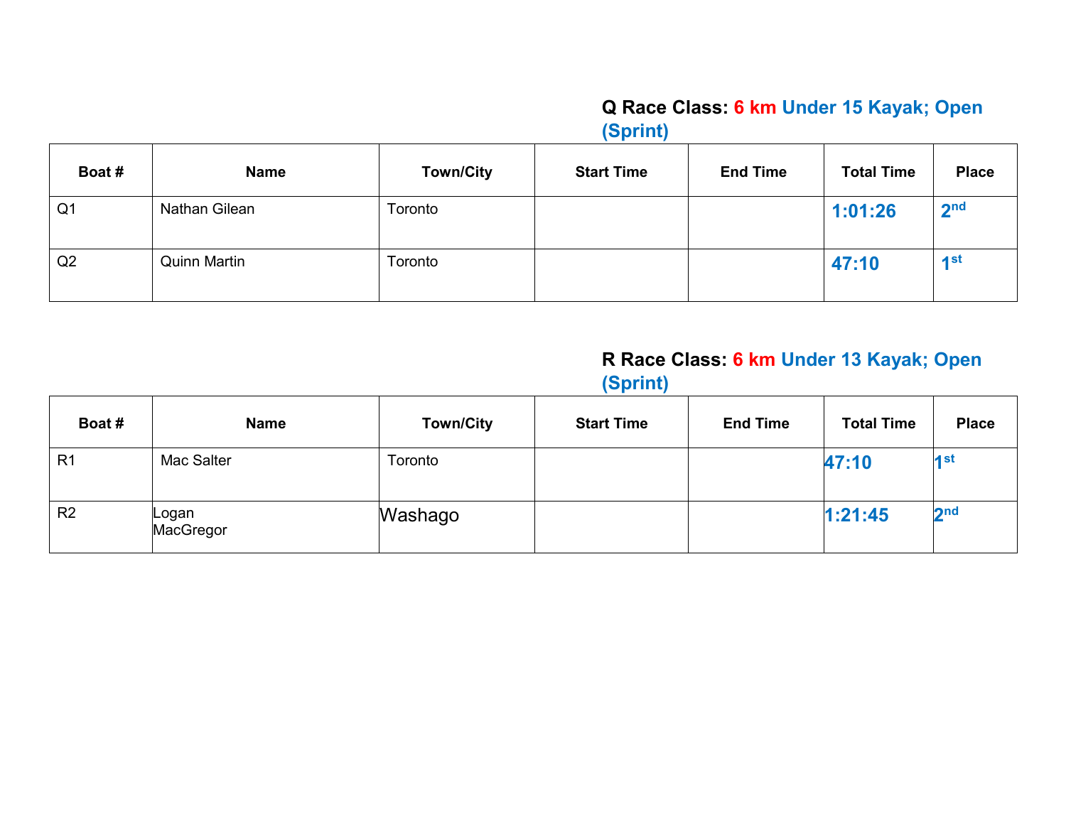**Q Race Class: 6 km Under 15 Kayak; Open (Sprint)**

| Boat # | Name | Town/City | Start Time | End Time | Total Time | Place |
|---|---|---|---|---|---|---|
| Q1 | Nathan Gilean | Toronto | | | 1:01:26 | 2nd |
| Q2 | Quinn Martin | Toronto | | | 47:10 | 1st |

**R Race Class: 6 km Under 13 Kayak; Open (Sprint)**

| Boat # | Name | Town/City | Start Time | End Time | Total Time | Place |
|---|---|---|---|---|---|---|
| R1 | Mac Salter | Toronto | | | 47:10 | 1st |
| R2 | Logan MacGregor | Washago | | | 1:21:45 | 2nd |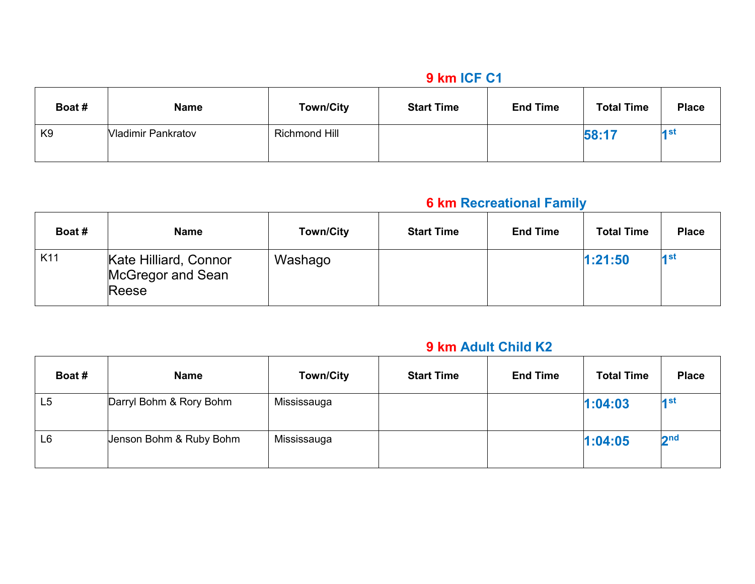## 9 km ICF C1

| Boat # | Name | Town/City | Start Time | End Time | Total Time | Place |
| --- | --- | --- | --- | --- | --- | --- |
| K9 | Vladimir Pankratov | Richmond Hill | | | 58:17 | 1st |

## 6 km Recreational Family

| Boat # | Name | Town/City | Start Time | End Time | Total Time | Place |
| --- | --- | --- | --- | --- | --- | --- |
| K11 | Kate Hilliard, Connor McGregor and Sean Reese | Washago | | | 1:21:50 | 1st |

## 9 km Adult Child K2

| Boat # | Name | Town/City | Start Time | End Time | Total Time | Place |
| --- | --- | --- | --- | --- | --- | --- |
| L5 | Darryl Bohm & Rory Bohm | Mississauga | | | 1:04:03 | 1st |
| L6 | Jenson Bohm & Ruby Bohm | Mississauga | | | 1:04:05 | 2nd |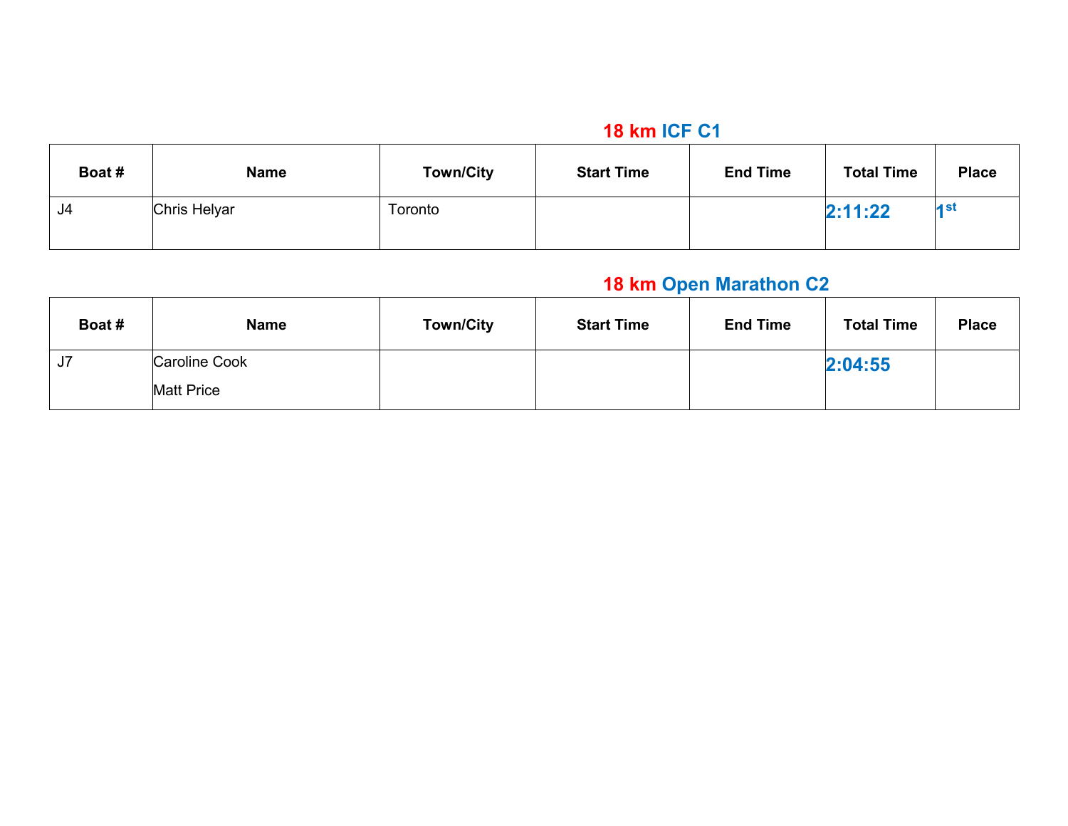## 18 km ICF C1

| Boat # | Name | Town/City | Start Time | End Time | Total Time | Place |
| --- | --- | --- | --- | --- | --- | --- |
| J4 | Chris Helyar | Toronto | | | **2:11:22** | **1st** |

## 18 km Open Marathon C2

| Boat # | Name | Town/City | Start Time | End Time | Total Time | Place |
| --- | --- | --- | --- | --- | --- | --- |
| J7 | Caroline Cook<br>Matt Price | | | | **2:04:55** | |